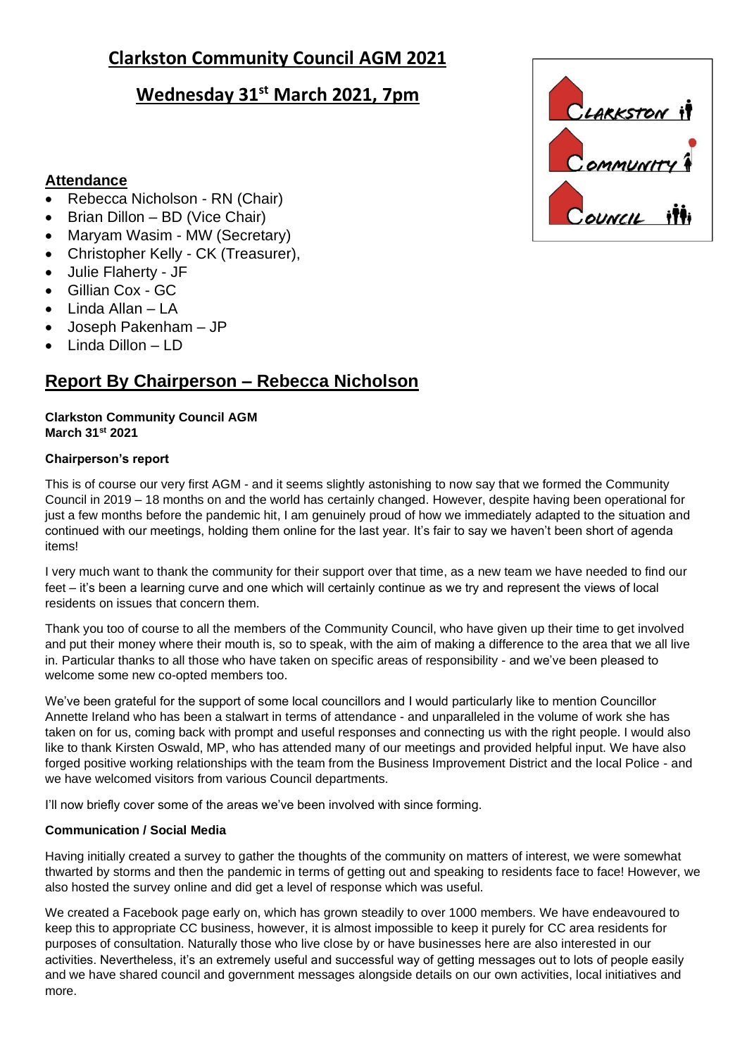# Clarkston Community Council AGM 2021

## Wednesday 31st March 2021, 7pm

### Attendance

- Rebecca Nicholson - RN (Chair)
- Brian Dillon – BD (Vice Chair)
- Maryam Wasim - MW (Secretary)
- Christopher Kelly - CK (Treasurer),
- Julie Flaherty - JF
- Gillian Cox - GC
- Linda Allan – LA
- Joseph Pakenham – JP
- Linda Dillon – LD

## Report By Chairperson – Rebecca Nicholson

**Clarkston Community Council AGM**
**March 31st 2021**

**Chairperson's report**

This is of course our very first AGM - and it seems slightly astonishing to now say that we formed the Community Council in 2019 – 18 months on and the world has certainly changed. However, despite having been operational for just a few months before the pandemic hit, I am genuinely proud of how we immediately adapted to the situation and continued with our meetings, holding them online for the last year. It's fair to say we haven't been short of agenda items!

I very much want to thank the community for their support over that time, as a new team we have needed to find our feet – it's been a learning curve and one which will certainly continue as we try and represent the views of local residents on issues that concern them.

Thank you too of course to all the members of the Community Council, who have given up their time to get involved and put their money where their mouth is, so to speak, with the aim of making a difference to the area that we all live in. Particular thanks to all those who have taken on specific areas of responsibility - and we've been pleased to welcome some new co-opted members too.

We've been grateful for the support of some local councillors and I would particularly like to mention Councillor Annette Ireland who has been a stalwart in terms of attendance - and unparalleled in the volume of work she has taken on for us, coming back with prompt and useful responses and connecting us with the right people. I would also like to thank Kirsten Oswald, MP, who has attended many of our meetings and provided helpful input. We have also forged positive working relationships with the team from the Business Improvement District and the local Police - and we have welcomed visitors from various Council departments.

I'll now briefly cover some of the areas we've been involved with since forming.

**Communication / Social Media**

Having initially created a survey to gather the thoughts of the community on matters of interest, we were somewhat thwarted by storms and then the pandemic in terms of getting out and speaking to residents face to face! However, we also hosted the survey online and did get a level of response which was useful.

We created a Facebook page early on, which has grown steadily to over 1000 members. We have endeavoured to keep this to appropriate CC business, however, it is almost impossible to keep it purely for CC area residents for purposes of consultation. Naturally those who live close by or have businesses here are also interested in our activities. Nevertheless, it's an extremely useful and successful way of getting messages out to lots of people easily and we have shared council and government messages alongside details on our own activities, local initiatives and more.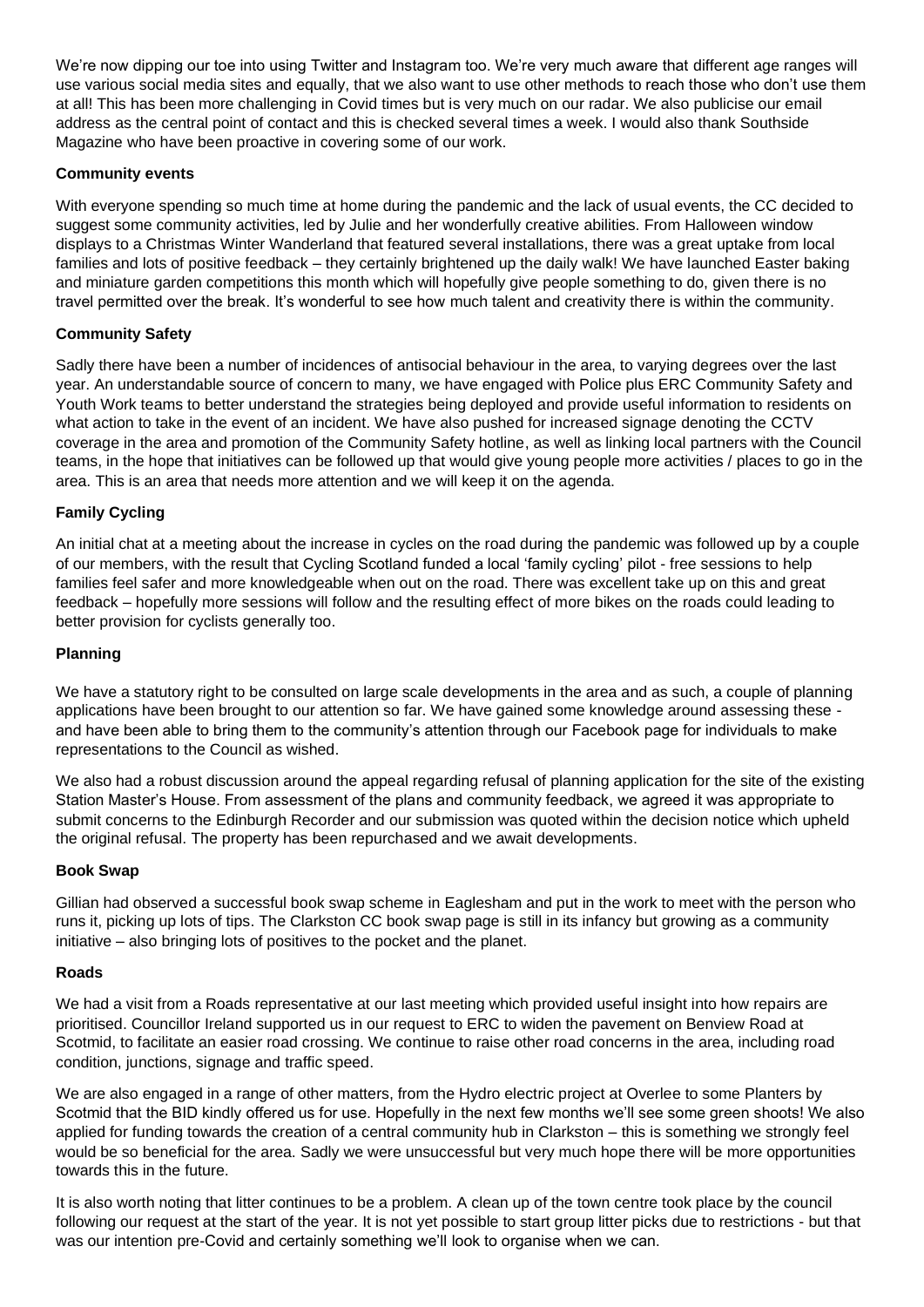We're now dipping our toe into using Twitter and Instagram too. We're very much aware that different age ranges will use various social media sites and equally, that we also want to use other methods to reach those who don't use them at all! This has been more challenging in Covid times but is very much on our radar. We also publicise our email address as the central point of contact and this is checked several times a week. I would also thank Southside Magazine who have been proactive in covering some of our work.

**Community events**

With everyone spending so much time at home during the pandemic and the lack of usual events, the CC decided to suggest some community activities, led by Julie and her wonderfully creative abilities. From Halloween window displays to a Christmas Winter Wanderland that featured several installations, there was a great uptake from local families and lots of positive feedback – they certainly brightened up the daily walk! We have launched Easter baking and miniature garden competitions this month which will hopefully give people something to do, given there is no travel permitted over the break. It's wonderful to see how much talent and creativity there is within the community.

**Community Safety**

Sadly there have been a number of incidences of antisocial behaviour in the area, to varying degrees over the last year. An understandable source of concern to many, we have engaged with Police plus ERC Community Safety and Youth Work teams to better understand the strategies being deployed and provide useful information to residents on what action to take in the event of an incident. We have also pushed for increased signage denoting the CCTV coverage in the area and promotion of the Community Safety hotline, as well as linking local partners with the Council teams, in the hope that initiatives can be followed up that would give young people more activities / places to go in the area. This is an area that needs more attention and we will keep it on the agenda.

**Family Cycling**

An initial chat at a meeting about the increase in cycles on the road during the pandemic was followed up by a couple of our members, with the result that Cycling Scotland funded a local 'family cycling' pilot - free sessions to help families feel safer and more knowledgeable when out on the road. There was excellent take up on this and great feedback – hopefully more sessions will follow and the resulting effect of more bikes on the roads could leading to better provision for cyclists generally too.

**Planning**

We have a statutory right to be consulted on large scale developments in the area and as such, a couple of planning applications have been brought to our attention so far. We have gained some knowledge around assessing these - and have been able to bring them to the community's attention through our Facebook page for individuals to make representations to the Council as wished.

We also had a robust discussion around the appeal regarding refusal of planning application for the site of the existing Station Master's House. From assessment of the plans and community feedback, we agreed it was appropriate to submit concerns to the Edinburgh Recorder and our submission was quoted within the decision notice which upheld the original refusal. The property has been repurchased and we await developments.

**Book Swap**

Gillian had observed a successful book swap scheme in Eaglesham and put in the work to meet with the person who runs it, picking up lots of tips. The Clarkston CC book swap page is still in its infancy but growing as a community initiative – also bringing lots of positives to the pocket and the planet.

**Roads**

We had a visit from a Roads representative at our last meeting which provided useful insight into how repairs are prioritised. Councillor Ireland supported us in our request to ERC to widen the pavement on Benview Road at Scotmid, to facilitate an easier road crossing. We continue to raise other road concerns in the area, including road condition, junctions, signage and traffic speed.

We are also engaged in a range of other matters, from the Hydro electric project at Overlee to some Planters by Scotmid that the BID kindly offered us for use. Hopefully in the next few months we'll see some green shoots! We also applied for funding towards the creation of a central community hub in Clarkston – this is something we strongly feel would be so beneficial for the area. Sadly we were unsuccessful but very much hope there will be more opportunities towards this in the future.

It is also worth noting that litter continues to be a problem. A clean up of the town centre took place by the council following our request at the start of the year. It is not yet possible to start group litter picks due to restrictions - but that was our intention pre-Covid and certainly something we'll look to organise when we can.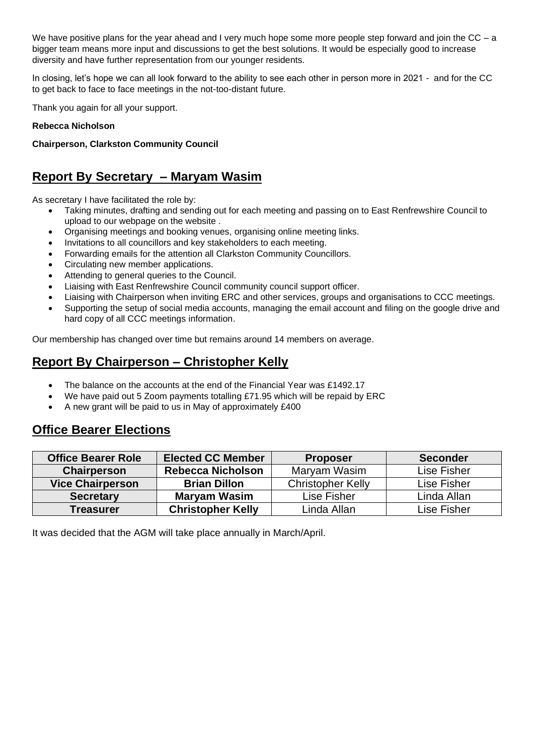We have positive plans for the year ahead and I very much hope some more people step forward and join the CC – a bigger team means more input and discussions to get the best solutions. It would be especially good to increase diversity and have further representation from our younger residents.

In closing, let's hope we can all look forward to the ability to see each other in person more in 2021 - and for the CC to get back to face to face meetings in the not-too-distant future.

Thank you again for all your support.

**Rebecca Nicholson**

**Chairperson, Clarkston Community Council**

## Report By Secretary – Maryam Wasim

As secretary I have facilitated the role by:

- Taking minutes, drafting and sending out for each meeting and passing on to East Renfrewshire Council to upload to our webpage on the website .
- Organising meetings and booking venues, organising online meeting links.
- Invitations to all councillors and key stakeholders to each meeting.
- Forwarding emails for the attention all Clarkston Community Councillors.
- Circulating new member applications.
- Attending to general queries to the Council.
- Liaising with East Renfrewshire Council community council support officer.
- Liaising with Chairperson when inviting ERC and other services, groups and organisations to CCC meetings.
- Supporting the setup of social media accounts, managing the email account and filing on the google drive and hard copy of all CCC meetings information.

Our membership has changed over time but remains around 14 members on average.

## Report By Chairperson – Christopher Kelly

- The balance on the accounts at the end of the Financial Year was £1492.17
- We have paid out 5 Zoom payments totalling £71.95 which will be repaid by ERC
- A new grant will be paid to us in May of approximately £400

## Office Bearer Elections

| Office Bearer Role | Elected CC Member | Proposer | Seconder |
|---|---|---|---|
| **Chairperson** | **Rebecca Nicholson** | Maryam Wasim | Lise Fisher |
| **Vice Chairperson** | **Brian Dillon** | Christopher Kelly | Lise Fisher |
| **Secretary** | **Maryam Wasim** | Lise Fisher | Linda Allan |
| **Treasurer** | **Christopher Kelly** | Linda Allan | Lise Fisher |

It was decided that the AGM will take place annually in March/April.